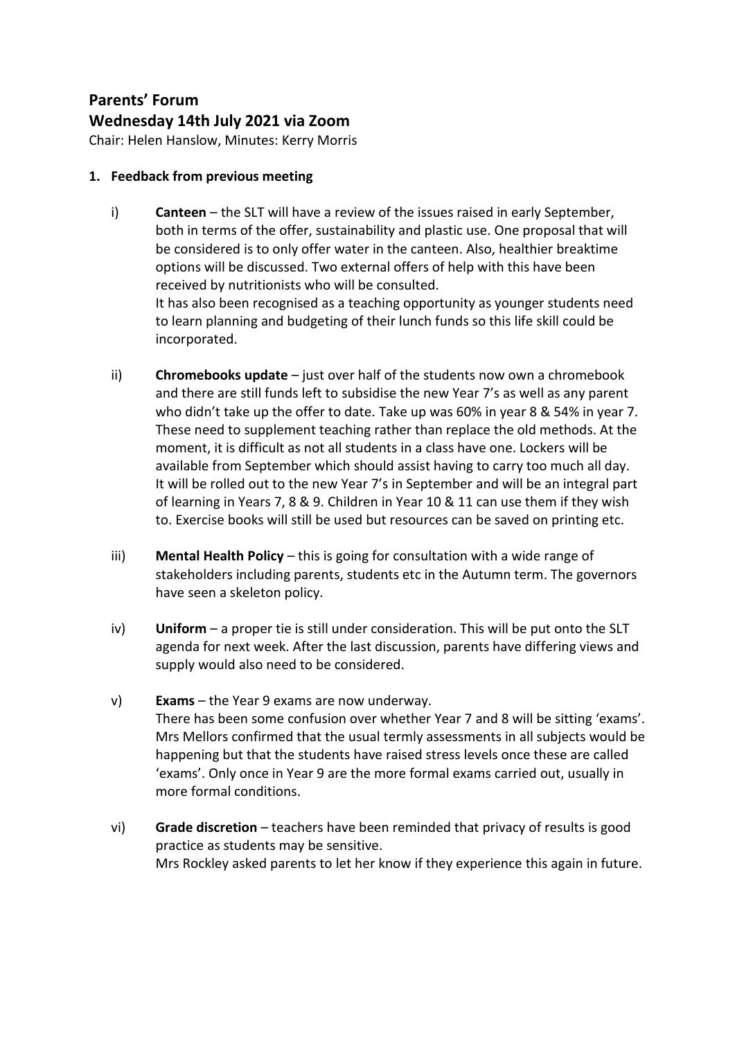# Parents' Forum

## Wednesday 14th July 2021 via Zoom

Chair: Helen Hanslow, Minutes: Kerry Morris

**1. Feedback from previous meeting**

i) **Canteen** – the SLT will have a review of the issues raised in early September, both in terms of the offer, sustainability and plastic use. One proposal that will be considered is to only offer water in the canteen. Also, healthier breaktime options will be discussed. Two external offers of help with this have been received by nutritionists who will be consulted.
It has also been recognised as a teaching opportunity as younger students need to learn planning and budgeting of their lunch funds so this life skill could be incorporated.

ii) **Chromebooks update** – just over half of the students now own a chromebook and there are still funds left to subsidise the new Year 7's as well as any parent who didn't take up the offer to date. Take up was 60% in year 8 & 54% in year 7. These need to supplement teaching rather than replace the old methods. At the moment, it is difficult as not all students in a class have one. Lockers will be available from September which should assist having to carry too much all day. It will be rolled out to the new Year 7's in September and will be an integral part of learning in Years 7, 8 & 9. Children in Year 10 & 11 can use them if they wish to. Exercise books will still be used but resources can be saved on printing etc.

iii) **Mental Health Policy** – this is going for consultation with a wide range of stakeholders including parents, students etc in the Autumn term. The governors have seen a skeleton policy.

iv) **Uniform** – a proper tie is still under consideration. This will be put onto the SLT agenda for next week. After the last discussion, parents have differing views and supply would also need to be considered.

v) **Exams** – the Year 9 exams are now underway.
There has been some confusion over whether Year 7 and 8 will be sitting 'exams'. Mrs Mellors confirmed that the usual termly assessments in all subjects would be happening but that the students have raised stress levels once these are called 'exams'. Only once in Year 9 are the more formal exams carried out, usually in more formal conditions.

vi) **Grade discretion** – teachers have been reminded that privacy of results is good practice as students may be sensitive.
Mrs Rockley asked parents to let her know if they experience this again in future.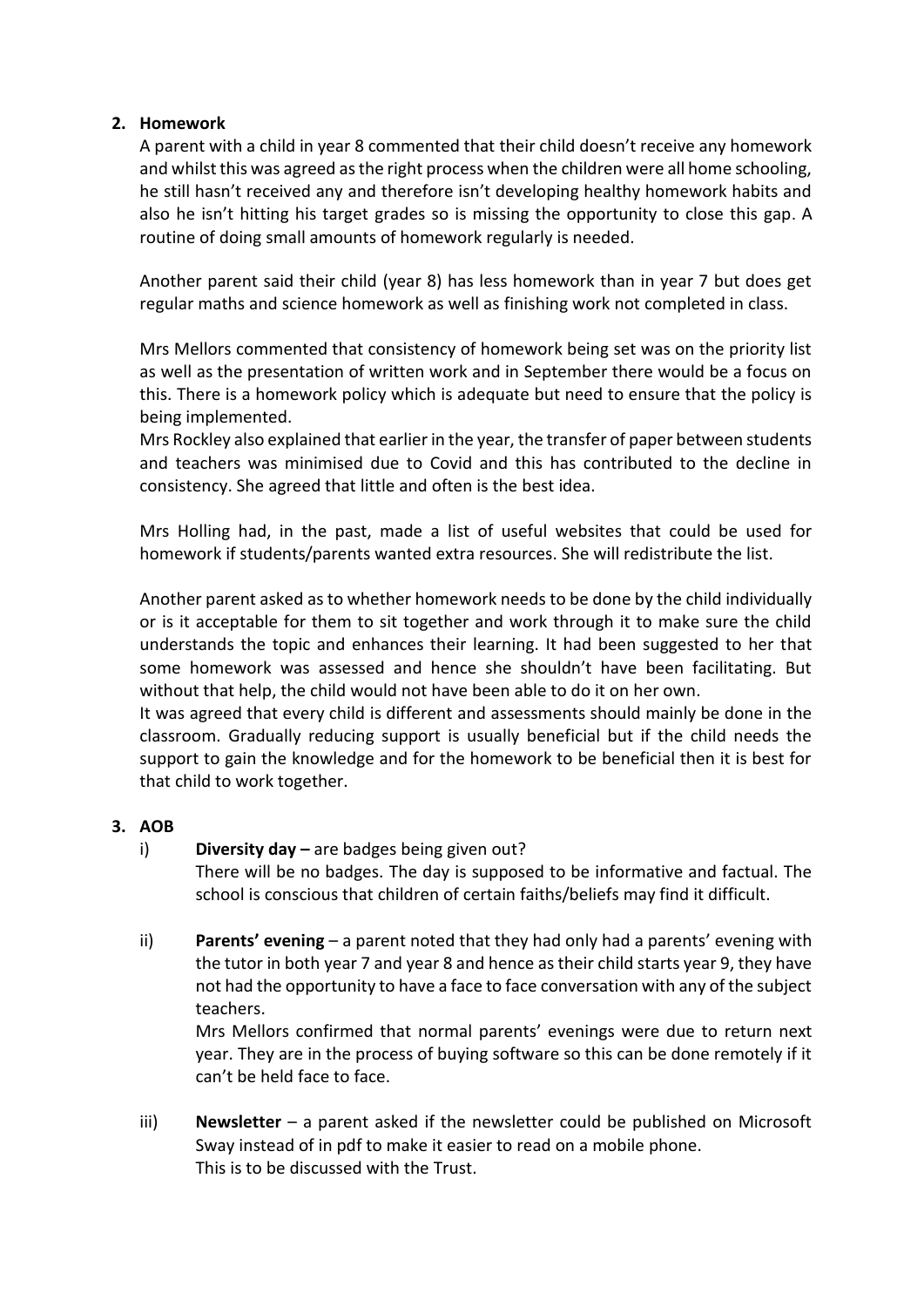2. **Homework**

   A parent with a child in year 8 commented that their child doesn't receive any homework and whilst this was agreed as the right process when the children were all home schooling, he still hasn't received any and therefore isn't developing healthy homework habits and also he isn't hitting his target grades so is missing the opportunity to close this gap. A routine of doing small amounts of homework regularly is needed.

   Another parent said their child (year 8) has less homework than in year 7 but does get regular maths and science homework as well as finishing work not completed in class.

   Mrs Mellors commented that consistency of homework being set was on the priority list as well as the presentation of written work and in September there would be a focus on this. There is a homework policy which is adequate but need to ensure that the policy is being implemented.

   Mrs Rockley also explained that earlier in the year, the transfer of paper between students and teachers was minimised due to Covid and this has contributed to the decline in consistency. She agreed that little and often is the best idea.

   Mrs Holling had, in the past, made a list of useful websites that could be used for homework if students/parents wanted extra resources. She will redistribute the list.

   Another parent asked as to whether homework needs to be done by the child individually or is it acceptable for them to sit together and work through it to make sure the child understands the topic and enhances their learning. It had been suggested to her that some homework was assessed and hence she shouldn't have been facilitating. But without that help, the child would not have been able to do it on her own.

   It was agreed that every child is different and assessments should mainly be done in the classroom. Gradually reducing support is usually beneficial but if the child needs the support to gain the knowledge and for the homework to be beneficial then it is best for that child to work together.

3. **AOB**

   i) **Diversity day –** are badges being given out?

      There will be no badges. The day is supposed to be informative and factual. The school is conscious that children of certain faiths/beliefs may find it difficult.

   ii) **Parents' evening** – a parent noted that they had only had a parents' evening with the tutor in both year 7 and year 8 and hence as their child starts year 9, they have not had the opportunity to have a face to face conversation with any of the subject teachers.

      Mrs Mellors confirmed that normal parents' evenings were due to return next year. They are in the process of buying software so this can be done remotely if it can't be held face to face.

   iii) **Newsletter** – a parent asked if the newsletter could be published on Microsoft Sway instead of in pdf to make it easier to read on a mobile phone.

      This is to be discussed with the Trust.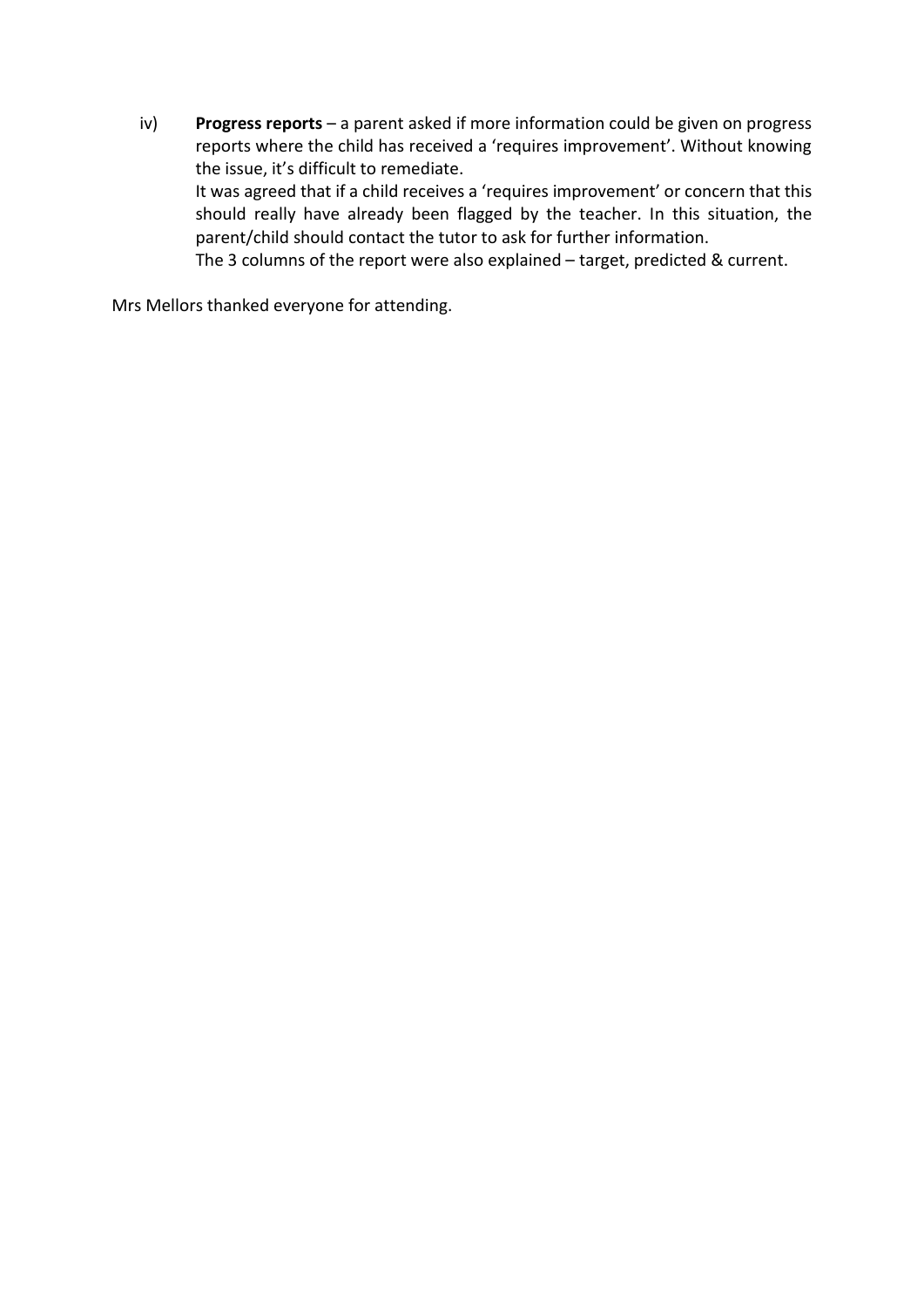iv) **Progress reports** – a parent asked if more information could be given on progress reports where the child has received a 'requires improvement'. Without knowing the issue, it's difficult to remediate.
It was agreed that if a child receives a 'requires improvement' or concern that this should really have already been flagged by the teacher. In this situation, the parent/child should contact the tutor to ask for further information.
The 3 columns of the report were also explained – target, predicted & current.

Mrs Mellors thanked everyone for attending.